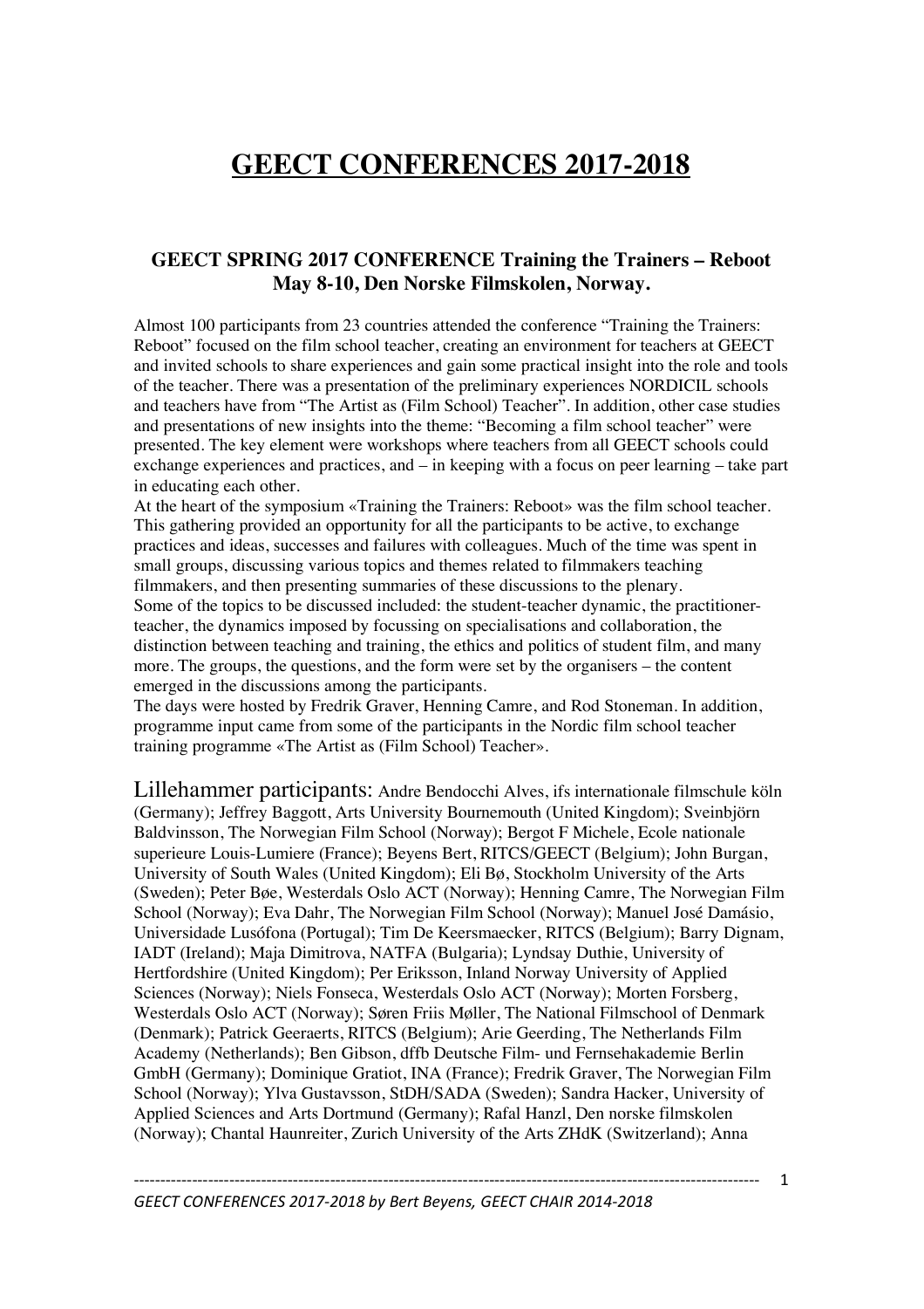# GEECT CONFERENCES 2017-2018

### GEECT SPRING 2017 CONFERENCE Training the Trainers – Reboot May 8-10, Den Norske Filmskolen, Norway.

Almost 100 participants from 23 countries attended the conference "Training the Trainers: Reboot" focused on the film school teacher, creating an environment for teachers at GEECT and invited schools to share experiences and gain some practical insight into the role and tools of the teacher. There was a presentation of the preliminary experiences NORDICIL schools and teachers have from "The Artist as (Film School) Teacher". In addition, other case studies and presentations of new insights into the theme: "Becoming a film school teacher" were presented. The key element were workshops where teachers from all GEECT schools could exchange experiences and practices, and – in keeping with a focus on peer learning – take part in educating each other.

At the heart of the symposium «Training the Trainers: Reboot» was the film school teacher. This gathering provided an opportunity for all the participants to be active, to exchange practices and ideas, successes and failures with colleagues. Much of the time was spent in small groups, discussing various topics and themes related to filmmakers teaching filmmakers, and then presenting summaries of these discussions to the plenary.

Some of the topics to be discussed included: the student-teacher dynamic, the practitioner-teacher, the dynamics imposed by focussing on specialisations and collaboration, the distinction between teaching and training, the ethics and politics of student film, and many more. The groups, the questions, and the form were set by the organisers – the content emerged in the discussions among the participants.

The days were hosted by Fredrik Graver, Henning Camre, and Rod Stoneman. In addition, programme input came from some of the participants in the Nordic film school teacher training programme «The Artist as (Film School) Teacher».

Lillehammer participants: Andre Bendocchi Alves, ifs internationale filmschule köln (Germany); Jeffrey Baggott, Arts University Bournemouth (United Kingdom); Sveinbjörn Baldvinsson, The Norwegian Film School (Norway); Bergot F Michele, Ecole nationale superieure Louis-Lumiere (France); Beyens Bert, RITCS/GEECT (Belgium); John Burgan, University of South Wales (United Kingdom); Eli Bø, Stockholm University of the Arts (Sweden); Peter Bøe, Westerdals Oslo ACT (Norway); Henning Camre, The Norwegian Film School (Norway); Eva Dahr, The Norwegian Film School (Norway); Manuel José Damásio, Universidade Lusófona (Portugal); Tim De Keersmaecker, RITCS (Belgium); Barry Dignam, IADT (Ireland); Maja Dimitrova, NATFA (Bulgaria); Lyndsay Duthie, University of Hertfordshire (United Kingdom); Per Eriksson, Inland Norway University of Applied Sciences (Norway); Niels Fonseca, Westerdals Oslo ACT (Norway); Morten Forsberg, Westerdals Oslo ACT (Norway); Søren Friis Møller, The National Filmschool of Denmark (Denmark); Patrick Geeraerts, RITCS (Belgium); Arie Geerding, The Netherlands Film Academy (Netherlands); Ben Gibson, dffb Deutsche Film- und Fernsehakademie Berlin GmbH (Germany); Dominique Gratiot, INA (France); Fredrik Graver, The Norwegian Film School (Norway); Ylva Gustavsson, StDH/SADA (Sweden); Sandra Hacker, University of Applied Sciences and Arts Dortmund (Germany); Rafal Hanzl, Den norske filmskolen (Norway); Chantal Haunreiter, Zurich University of the Arts ZHdK (Switzerland); Anna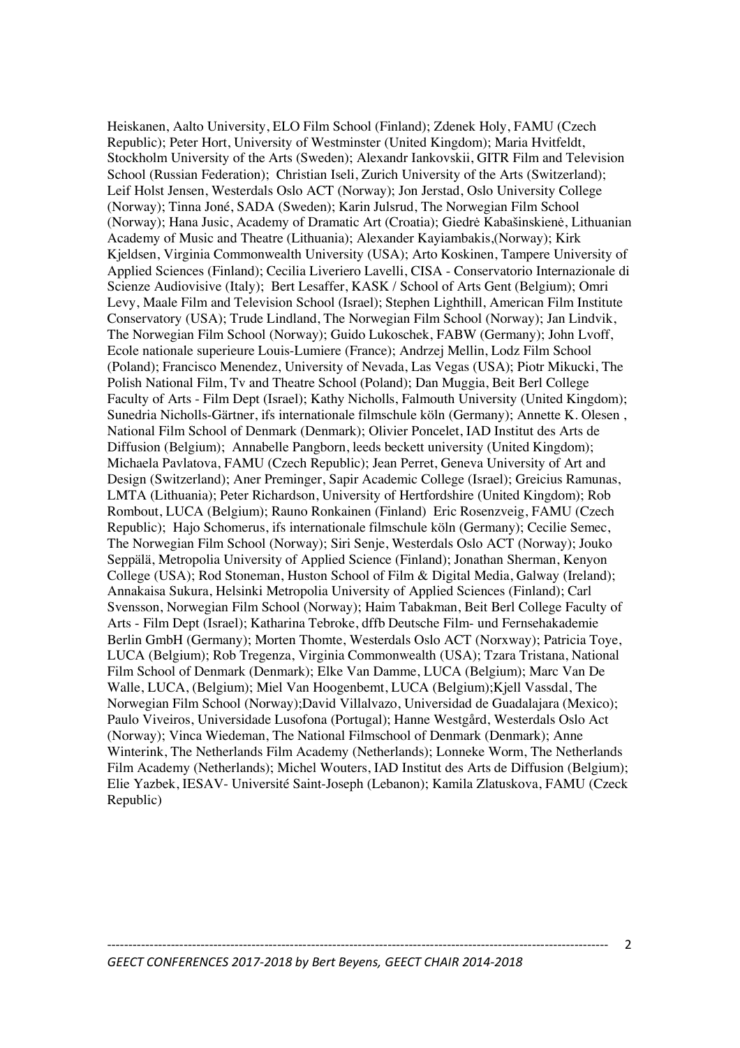Heiskanen, Aalto University, ELO Film School (Finland); Zdenek Holy, FAMU (Czech Republic); Peter Hort, University of Westminster (United Kingdom); Maria Hvitfeldt, Stockholm University of the Arts (Sweden); Alexandr Iankovskii, GITR Film and Television School (Russian Federation); Christian Iseli, Zurich University of the Arts (Switzerland); Leif Holst Jensen, Westerdals Oslo ACT (Norway); Jon Jerstad, Oslo University College (Norway); Tinna Joné, SADA (Sweden); Karin Julsrud, The Norwegian Film School (Norway); Hana Jusic, Academy of Dramatic Art (Croatia); Giedrė Kabašinskienė, Lithuanian Academy of Music and Theatre (Lithuania); Alexander Kayiambakis,(Norway); Kirk Kjeldsen, Virginia Commonwealth University (USA); Arto Koskinen, Tampere University of Applied Sciences (Finland); Cecilia Liveriero Lavelli, CISA - Conservatorio Internazionale di Scienze Audiovisive (Italy); Bert Lesaffer, KASK / School of Arts Gent (Belgium); Omri Levy, Maale Film and Television School (Israel); Stephen Lighthill, American Film Institute Conservatory (USA); Trude Lindland, The Norwegian Film School (Norway); Jan Lindvik, The Norwegian Film School (Norway); Guido Lukoschek, FABW (Germany); John Lvoff, Ecole nationale superieure Louis-Lumiere (France); Andrzej Mellin, Lodz Film School (Poland); Francisco Menendez, University of Nevada, Las Vegas (USA); Piotr Mikucki, The Polish National Film, Tv and Theatre School (Poland); Dan Muggia, Beit Berl College Faculty of Arts - Film Dept (Israel); Kathy Nicholls, Falmouth University (United Kingdom); Sunedria Nicholls-Gärtner, ifs internationale filmschule köln (Germany); Annette K. Olesen , National Film School of Denmark (Denmark); Olivier Poncelet, IAD Institut des Arts de Diffusion (Belgium); Annabelle Pangborn, leeds beckett university (United Kingdom); Michaela Pavlatova, FAMU (Czech Republic); Jean Perret, Geneva University of Art and Design (Switzerland); Aner Preminger, Sapir Academic College (Israel); Greicius Ramunas, LMTA (Lithuania); Peter Richardson, University of Hertfordshire (United Kingdom); Rob Rombout, LUCA (Belgium); Rauno Ronkainen (Finland) Eric Rosenzveig, FAMU (Czech Republic); Hajo Schomerus, ifs internationale filmschule köln (Germany); Cecilie Semec, The Norwegian Film School (Norway); Siri Senje, Westerdals Oslo ACT (Norway); Jouko Seppälä, Metropolia University of Applied Science (Finland); Jonathan Sherman, Kenyon College (USA); Rod Stoneman, Huston School of Film & Digital Media, Galway (Ireland); Annakaisa Sukura, Helsinki Metropolia University of Applied Sciences (Finland); Carl Svensson, Norwegian Film School (Norway); Haim Tabakman, Beit Berl College Faculty of Arts - Film Dept (Israel); Katharina Tebroke, dffb Deutsche Film- und Fernsehakademie Berlin GmbH (Germany); Morten Thomte, Westerdals Oslo ACT (Norxway); Patricia Toye, LUCA (Belgium); Rob Tregenza, Virginia Commonwealth (USA); Tzara Tristana, National Film School of Denmark (Denmark); Elke Van Damme, LUCA (Belgium); Marc Van De Walle, LUCA, (Belgium); Miel Van Hoogenbemt, LUCA (Belgium);Kjell Vassdal, The Norwegian Film School (Norway);David Villalvazo, Universidad de Guadalajara (Mexico); Paulo Viveiros, Universidade Lusofona (Portugal); Hanne Westgård, Westerdals Oslo Act (Norway); Vinca Wiedeman, The National Filmschool of Denmark (Denmark); Anne Winterink, The Netherlands Film Academy (Netherlands); Lonneke Worm, The Netherlands Film Academy (Netherlands); Michel Wouters, IAD Institut des Arts de Diffusion (Belgium); Elie Yazbek, IESAV- Université Saint-Joseph (Lebanon); Kamila Zlatuskova, FAMU (Czeck Republic)